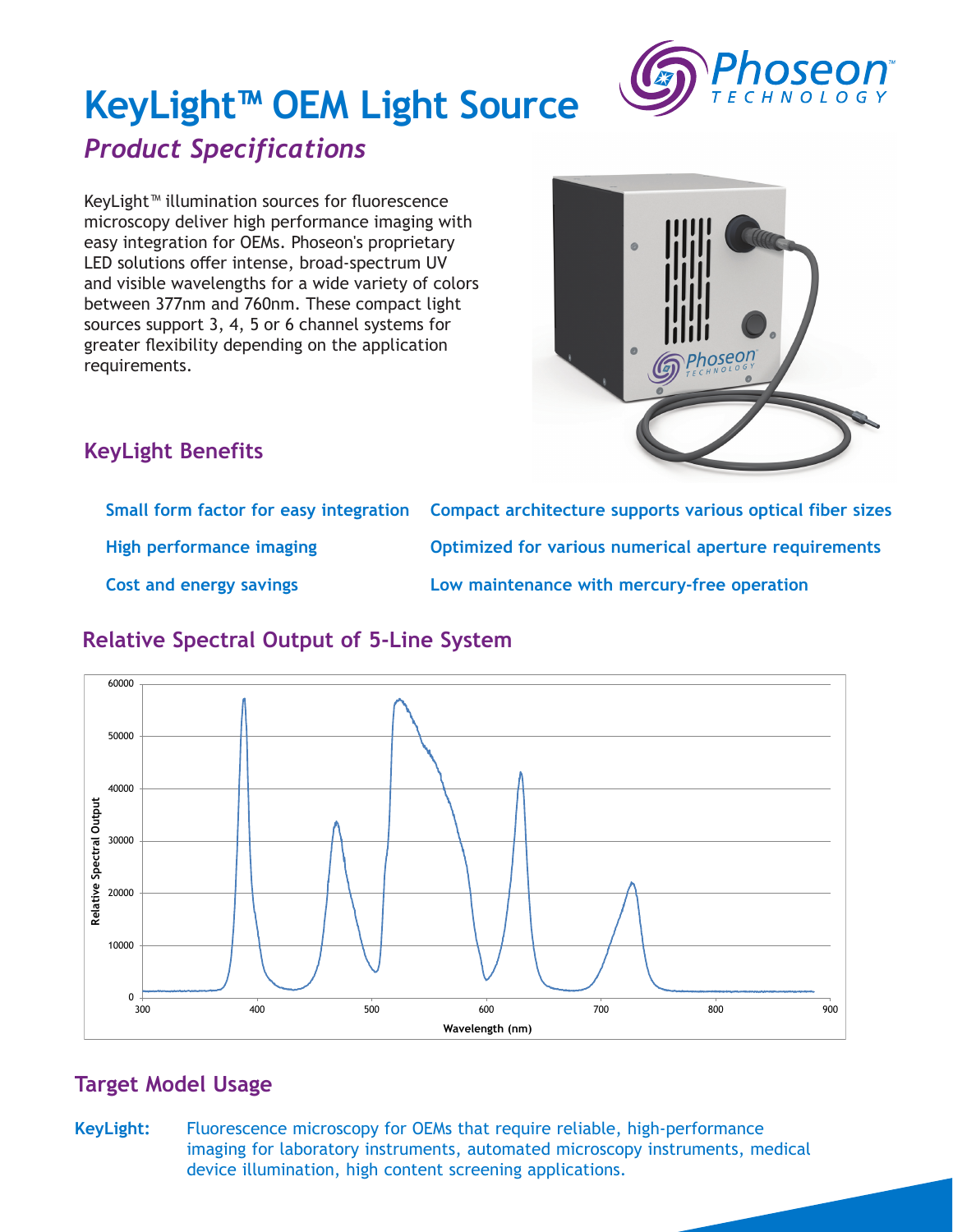# KeyLight™ OEM Light Source

## *Product Specifications*

KeyLight™ illumination sources for fluorescence microscopy deliver high performance imaging with easy integration for OEMs. Phoseon's proprietary LED solutions offer intense, broad-spectrum UV and visible wavelengths for a wide variety of colors between 377nm and 760nm. These compact light sources support 3, 4, 5 or 6 channel systems for greater flexibility depending on the application requirements.

## KeyLight Benefits

- Small form factor for easy integration
- High performance imaging
- Cost and energy savings
- Compact architecture supports various optical fiber sizes
- Optimized for various numerical aperture requirements
- Low maintenance with mercury-free operation

## Relative Spectral Output of 5-Line System

## Target Model Usage

**KeyLight:** Fluorescence microscopy for OEMs that require reliable, high-performance imaging for laboratory instruments, automated microscopy instruments, medical device illumination, high content screening applications.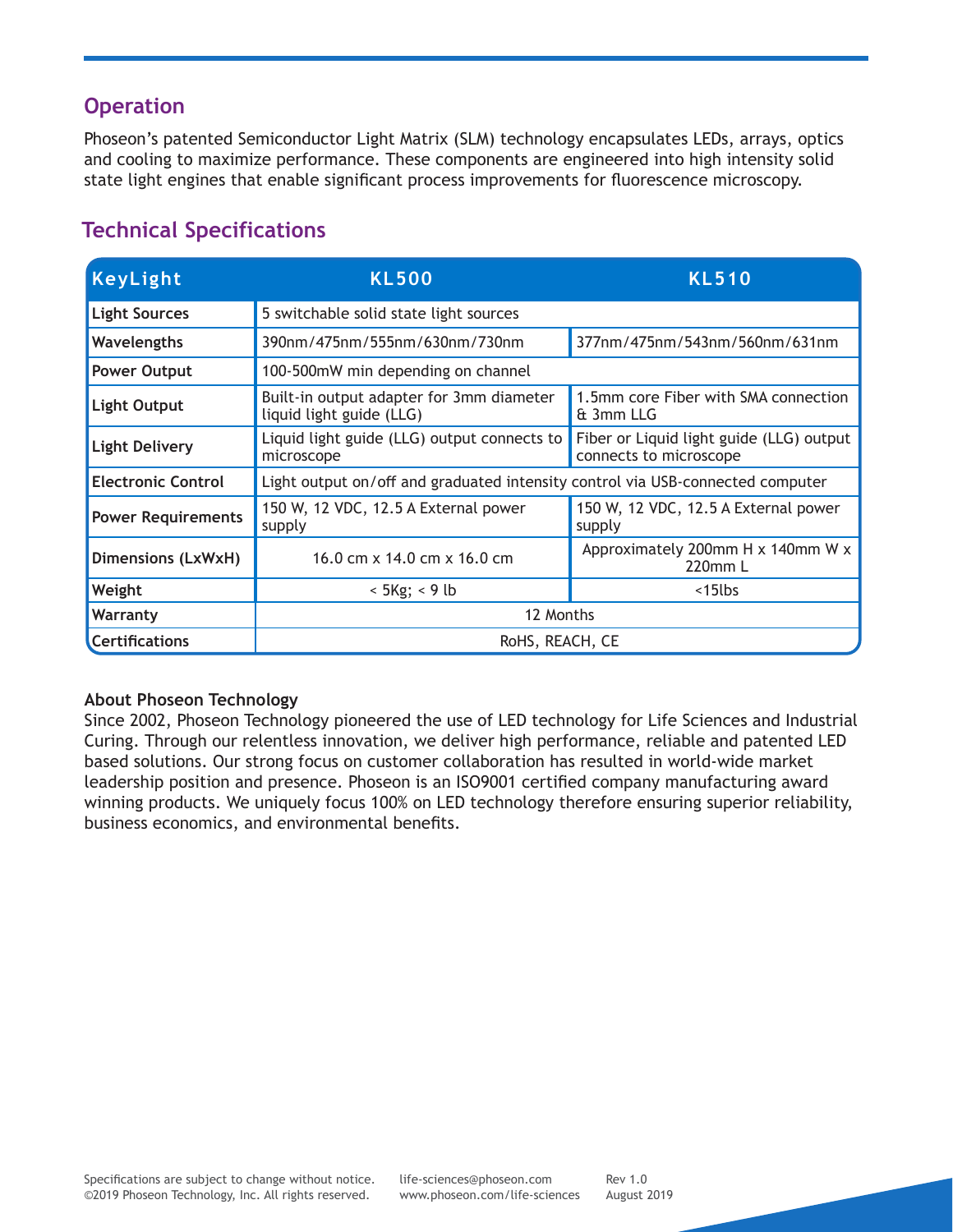## Operation

Phoseon's patented Semiconductor Light Matrix (SLM) technology encapsulates LEDs, arrays, optics and cooling to maximize performance. These components are engineered into high intensity solid state light engines that enable significant process improvements for fluorescence microscopy.

## Technical Specifications

| KeyLight | KL500 | KL510 |
|---|---|---|
| Light Sources | 5 switchable solid state light sources | |
| Wavelengths | 390nm/475nm/555nm/630nm/730nm | 377nm/475nm/543nm/560nm/631nm |
| Power Output | 100-500mW min depending on channel | |
| Light Output | Built-in output adapter for 3mm diameter liquid light guide (LLG) | 1.5mm core Fiber with SMA connection & 3mm LLG |
| Light Delivery | Liquid light guide (LLG) output connects to microscope | Fiber or Liquid light guide (LLG) output connects to microscope |
| Electronic Control | Light output on/off and graduated intensity control via USB-connected computer | |
| Power Requirements | 150 W, 12 VDC, 12.5 A External power supply | 150 W, 12 VDC, 12.5 A External power supply |
| Dimensions (LxWxH) | 16.0 cm x 14.0 cm x 16.0 cm | Approximately 200mm H x 140mm W x 220mm L |
| Weight | < 5Kg; < 9 lb | <15lbs |
| Warranty | 12 Months | |
| Certifications | RoHS, REACH, CE | |

**About Phoseon Technology**

Since 2002, Phoseon Technology pioneered the use of LED technology for Life Sciences and Industrial Curing. Through our relentless innovation, we deliver high performance, reliable and patented LED based solutions. Our strong focus on customer collaboration has resulted in world-wide market leadership position and presence. Phoseon is an ISO9001 certified company manufacturing award winning products. We uniquely focus 100% on LED technology therefore ensuring superior reliability, business economics, and environmental benefits.

Specifications are subject to change without notice.
©2019 Phoseon Technology, Inc. All rights reserved.

life-sciences@phoseon.com
www.phoseon.com/life-sciences

Rev 1.0
August 2019